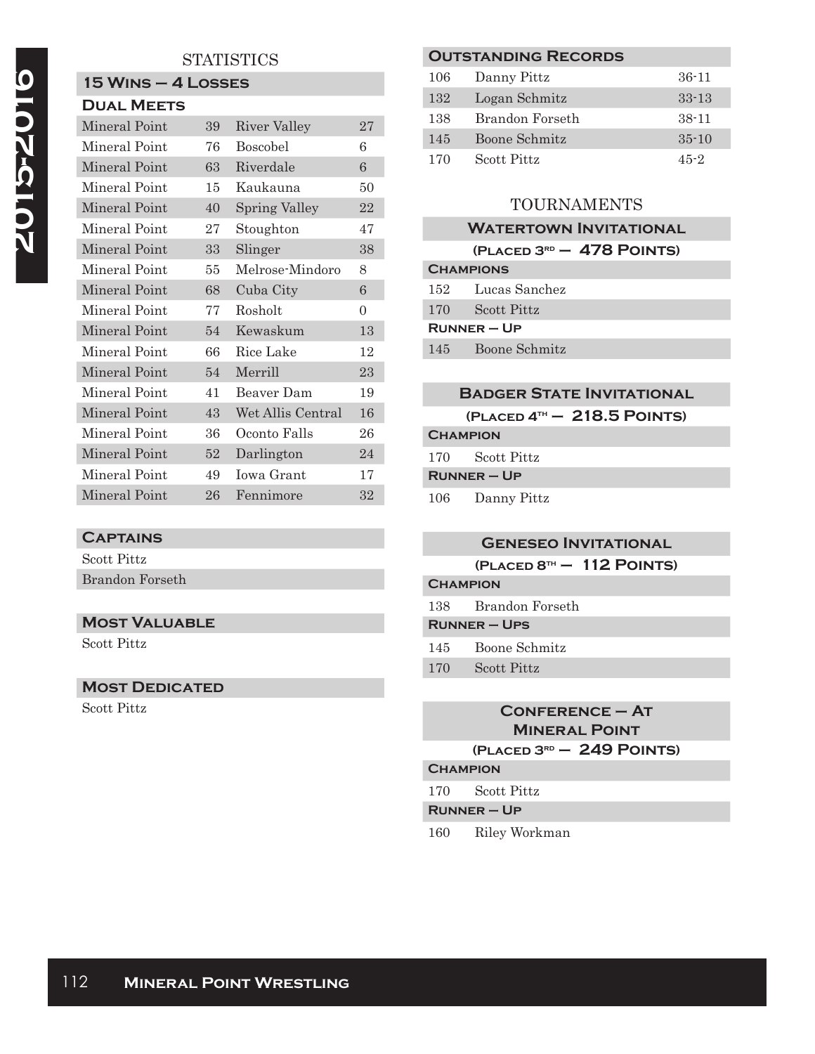# 2015-2016

## STATISTICS

### 15 Wins – 4 Losses

#### Dual Meets

| | | | |
|---|---|---|---|
| Mineral Point | 39 | River Valley | 27 |
| Mineral Point | 76 | Boscobel | 6 |
| Mineral Point | 63 | Riverdale | 6 |
| Mineral Point | 15 | Kaukauna | 50 |
| Mineral Point | 40 | Spring Valley | 22 |
| Mineral Point | 27 | Stoughton | 47 |
| Mineral Point | 33 | Slinger | 38 |
| Mineral Point | 55 | Melrose-Mindoro | 8 |
| Mineral Point | 68 | Cuba City | 6 |
| Mineral Point | 77 | Rosholt | 0 |
| Mineral Point | 54 | Kewaskum | 13 |
| Mineral Point | 66 | Rice Lake | 12 |
| Mineral Point | 54 | Merrill | 23 |
| Mineral Point | 41 | Beaver Dam | 19 |
| Mineral Point | 43 | Wet Allis Central | 16 |
| Mineral Point | 36 | Oconto Falls | 26 |
| Mineral Point | 52 | Darlington | 24 |
| Mineral Point | 49 | Iowa Grant | 17 |
| Mineral Point | 26 | Fennimore | 32 |

### Captains

Scott Pittz

Brandon Forseth

### Most Valuable

Scott Pittz

### Most Dedicated

Scott Pittz

### Outstanding Records

| | | |
|---|---|---|
| 106 | Danny Pittz | 36-11 |
| 132 | Logan Schmitz | 33-13 |
| 138 | Brandon Forseth | 38-11 |
| 145 | Boone Schmitz | 35-10 |
| 170 | Scott Pittz | 45-2 |

## TOURNAMENTS

### Watertown Invitational
**(Placed 3rd – 478 Points)**

**Champions**

| | |
|---|---|
| 152 | Lucas Sanchez |
| 170 | Scott Pittz |

**Runner – Up**

| | |
|---|---|
| 145 | Boone Schmitz |

### Badger State Invitational
**(Placed 4th – 218.5 Points)**

**Champion**

| | |
|---|---|
| 170 | Scott Pittz |

**Runner – Up**

| | |
|---|---|
| 106 | Danny Pittz |

### Geneseo Invitational
**(Placed 8th – 112 Points)**

**Champion**

| | |
|---|---|
| 138 | Brandon Forseth |

**Runner – Ups**

| | |
|---|---|
| 145 | Boone Schmitz |
| 170 | Scott Pittz |

### Conference – At Mineral Point
**(Placed 3rd – 249 Points)**

**Champion**

| | |
|---|---|
| 170 | Scott Pittz |

**Runner – Up**

| | |
|---|---|
| 160 | Riley Workman |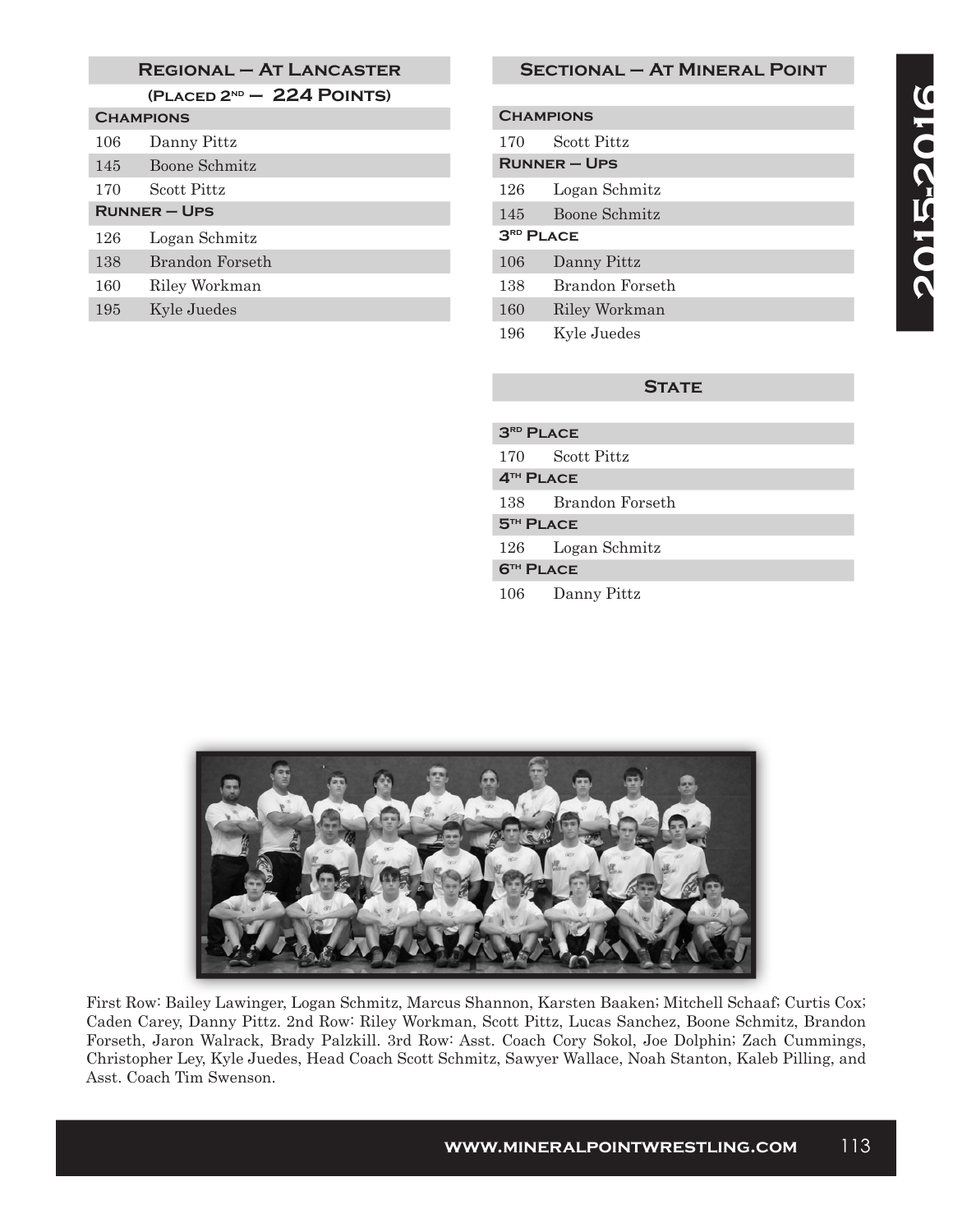## Regional – At Lancaster

**(Placed 2nd – 224 Points)**

| | |
|---|---|
| **Champions** | |
| 106 | Danny Pittz |
| 145 | Boone Schmitz |
| 170 | Scott Pittz |
| **Runner – Ups** | |
| 126 | Logan Schmitz |
| 138 | Brandon Forseth |
| 160 | Riley Workman |
| 195 | Kyle Juedes |

## Sectional – At Mineral Point

| | |
|---|---|
| **Champions** | |
| 170 | Scott Pittz |
| **Runner – Ups** | |
| 126 | Logan Schmitz |
| 145 | Boone Schmitz |
| **3rd Place** | |
| 106 | Danny Pittz |
| 138 | Brandon Forseth |
| 160 | Riley Workman |
| 196 | Kyle Juedes |

## State

| | |
|---|---|
| **3rd Place** | |
| 170 | Scott Pittz |
| **4th Place** | |
| 138 | Brandon Forseth |
| **5th Place** | |
| 126 | Logan Schmitz |
| **6th Place** | |
| 106 | Danny Pittz |

First Row: Bailey Lawinger, Logan Schmitz, Marcus Shannon, Karsten Baaken; Mitchell Schaaf; Curtis Cox; Caden Carey, Danny Pittz. 2nd Row: Riley Workman, Scott Pittz, Lucas Sanchez, Boone Schmitz, Brandon Forseth, Jaron Walrack, Brady Palzkill. 3rd Row: Asst. Coach Cory Sokol, Joe Dolphin; Zach Cummings, Christopher Ley, Kyle Juedes, Head Coach Scott Schmitz, Sawyer Wallace, Noah Stanton, Kaleb Pilling, and Asst. Coach Tim Swenson.